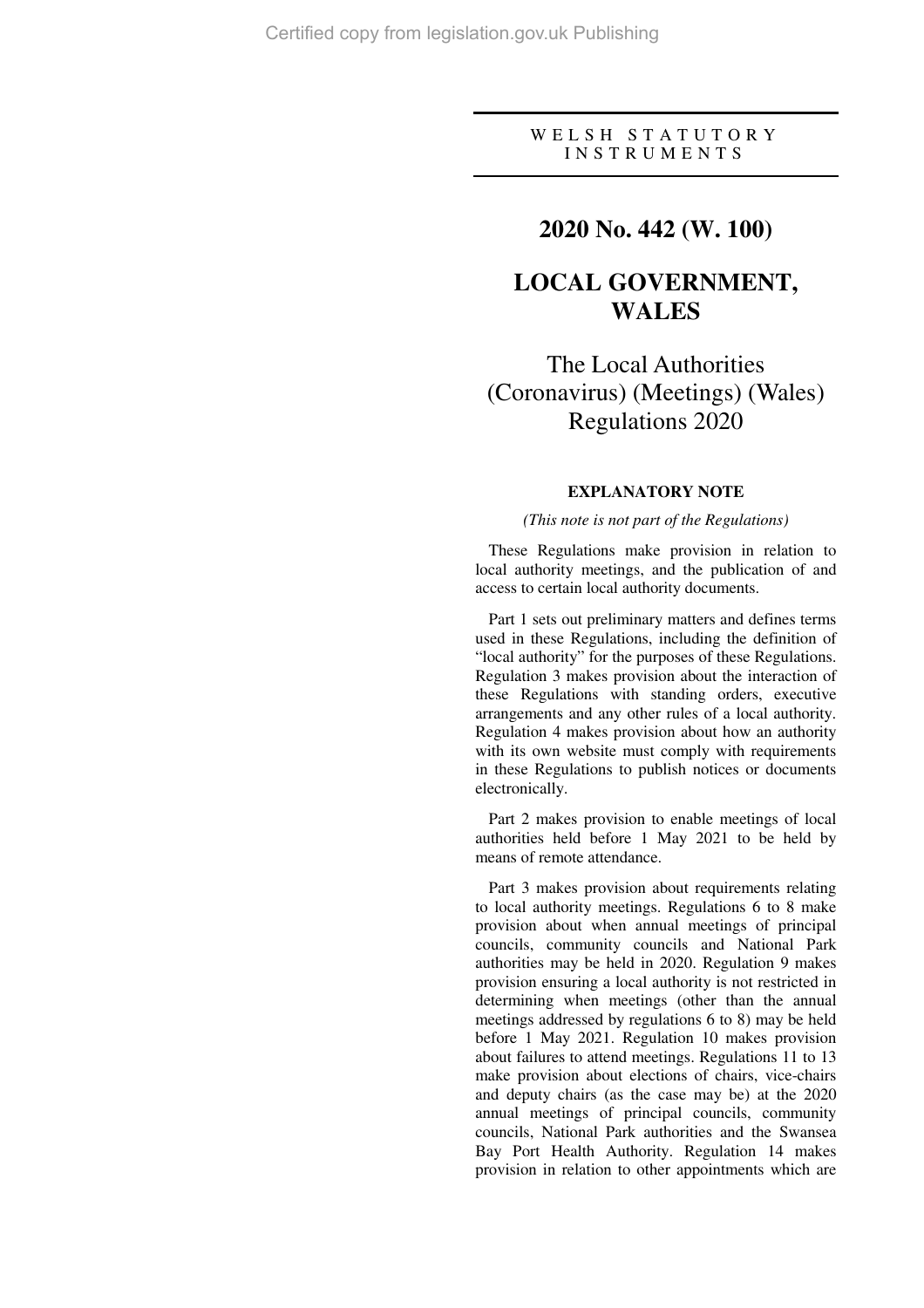WELSH STATUTORY INSTRUMENTS

# 2020 No. 442 (W. 100)

# LOCAL GOVERNMENT, WALES

## The Local Authorities (Coronavirus) (Meetings) (Wales) Regulations 2020

### EXPLANATORY NOTE

*(This note is not part of the Regulations)*

These Regulations make provision in relation to local authority meetings, and the publication of and access to certain local authority documents.

Part 1 sets out preliminary matters and defines terms used in these Regulations, including the definition of "local authority" for the purposes of these Regulations. Regulation 3 makes provision about the interaction of these Regulations with standing orders, executive arrangements and any other rules of a local authority. Regulation 4 makes provision about how an authority with its own website must comply with requirements in these Regulations to publish notices or documents electronically.

Part 2 makes provision to enable meetings of local authorities held before 1 May 2021 to be held by means of remote attendance.

Part 3 makes provision about requirements relating to local authority meetings. Regulations 6 to 8 make provision about when annual meetings of principal councils, community councils and National Park authorities may be held in 2020. Regulation 9 makes provision ensuring a local authority is not restricted in determining when meetings (other than the annual meetings addressed by regulations 6 to 8) may be held before 1 May 2021. Regulation 10 makes provision about failures to attend meetings. Regulations 11 to 13 make provision about elections of chairs, vice-chairs and deputy chairs (as the case may be) at the 2020 annual meetings of principal councils, community councils, National Park authorities and the Swansea Bay Port Health Authority. Regulation 14 makes provision in relation to other appointments which are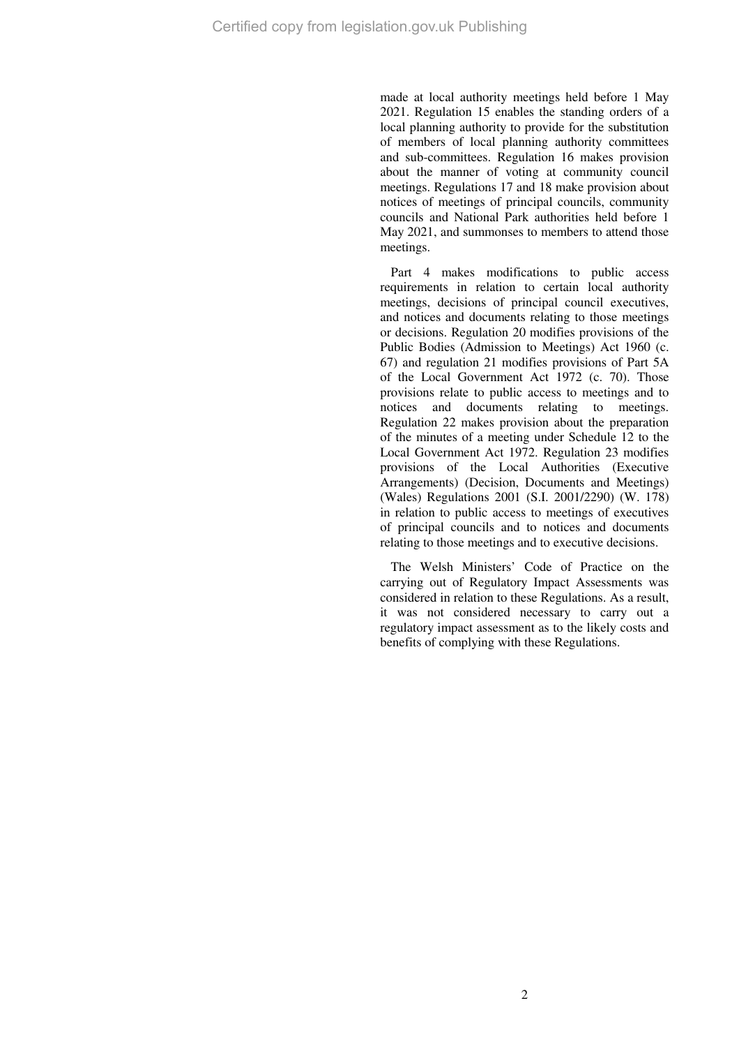made at local authority meetings held before 1 May 2021. Regulation 15 enables the standing orders of a local planning authority to provide for the substitution of members of local planning authority committees and sub-committees. Regulation 16 makes provision about the manner of voting at community council meetings. Regulations 17 and 18 make provision about notices of meetings of principal councils, community councils and National Park authorities held before 1 May 2021, and summonses to members to attend those meetings.

Part 4 makes modifications to public access requirements in relation to certain local authority meetings, decisions of principal council executives, and notices and documents relating to those meetings or decisions. Regulation 20 modifies provisions of the Public Bodies (Admission to Meetings) Act 1960 (c. 67) and regulation 21 modifies provisions of Part 5A of the Local Government Act 1972 (c. 70). Those provisions relate to public access to meetings and to notices and documents relating to meetings. Regulation 22 makes provision about the preparation of the minutes of a meeting under Schedule 12 to the Local Government Act 1972. Regulation 23 modifies provisions of the Local Authorities (Executive Arrangements) (Decision, Documents and Meetings) (Wales) Regulations 2001 (S.I. 2001/2290) (W. 178) in relation to public access to meetings of executives of principal councils and to notices and documents relating to those meetings and to executive decisions.

The Welsh Ministers' Code of Practice on the carrying out of Regulatory Impact Assessments was considered in relation to these Regulations. As a result, it was not considered necessary to carry out a regulatory impact assessment as to the likely costs and benefits of complying with these Regulations.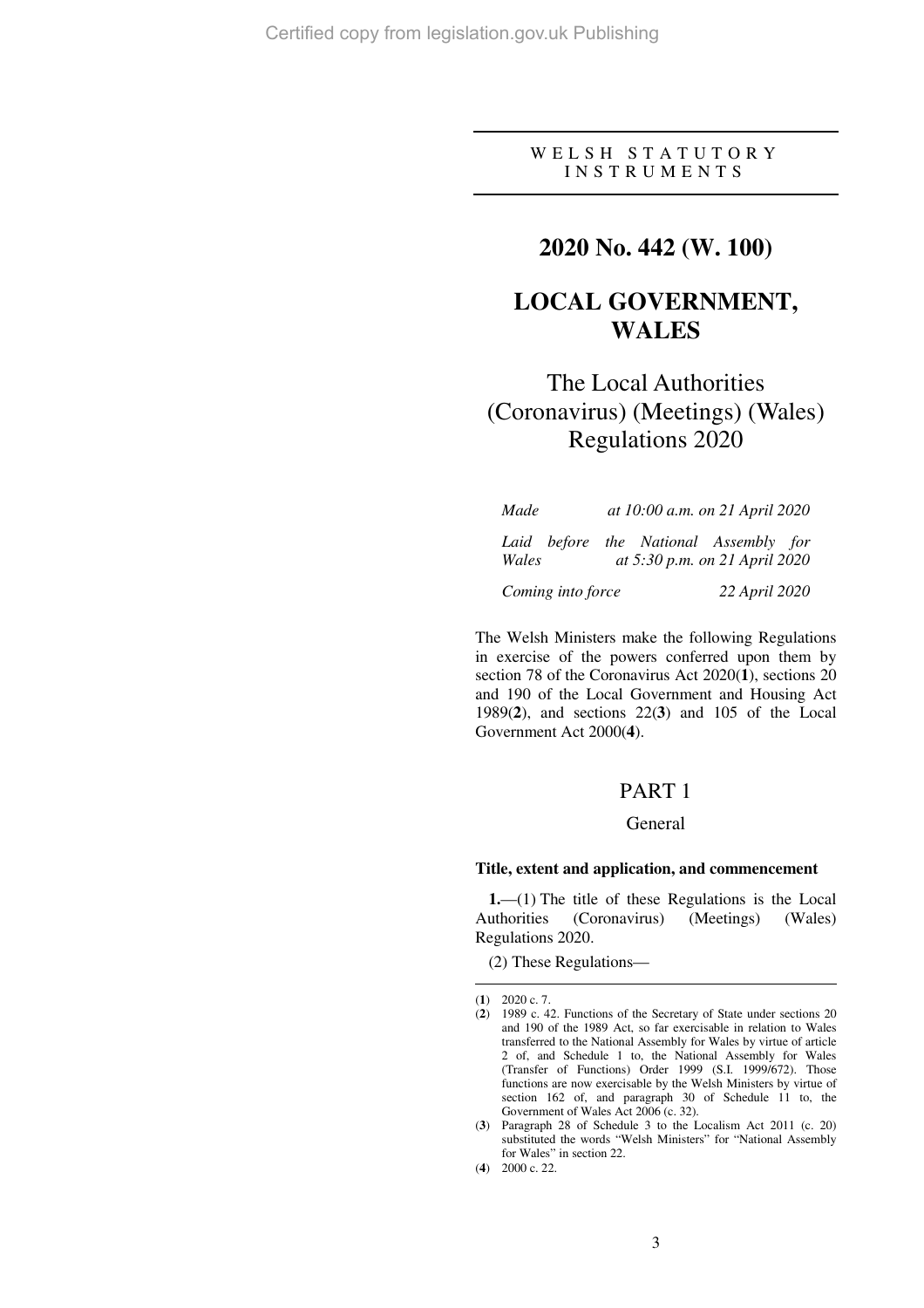WELSH STATUTORY INSTRUMENTS

# 2020 No. 442 (W. 100)

# LOCAL GOVERNMENT, WALES

## The Local Authorities (Coronavirus) (Meetings) (Wales) Regulations 2020

*Made* *at 10:00 a.m. on 21 April 2020*

*Laid before the National Assembly for Wales* *at 5:30 p.m. on 21 April 2020*

*Coming into force* *22 April 2020*

The Welsh Ministers make the following Regulations in exercise of the powers conferred upon them by section 78 of the Coronavirus Act 2020(**1**), sections 20 and 190 of the Local Government and Housing Act 1989(**2**), and sections 22(**3**) and 105 of the Local Government Act 2000(**4**).

## PART 1

### General

#### Title, extent and application, and commencement

**1.**—(1) The title of these Regulations is the Local Authorities (Coronavirus) (Meetings) (Wales) Regulations 2020.

(2) These Regulations—

---

(**1**) 2020 c. 7.

(**2**) 1989 c. 42. Functions of the Secretary of State under sections 20 and 190 of the 1989 Act, so far exercisable in relation to Wales transferred to the National Assembly for Wales by virtue of article 2 of, and Schedule 1 to, the National Assembly for Wales (Transfer of Functions) Order 1999 (S.I. 1999/672). Those functions are now exercisable by the Welsh Ministers by virtue of section 162 of, and paragraph 30 of Schedule 11 to, the Government of Wales Act 2006 (c. 32).

(**3**) Paragraph 28 of Schedule 3 to the Localism Act 2011 (c. 20) substituted the words "Welsh Ministers" for "National Assembly for Wales" in section 22.

(**4**) 2000 c. 22.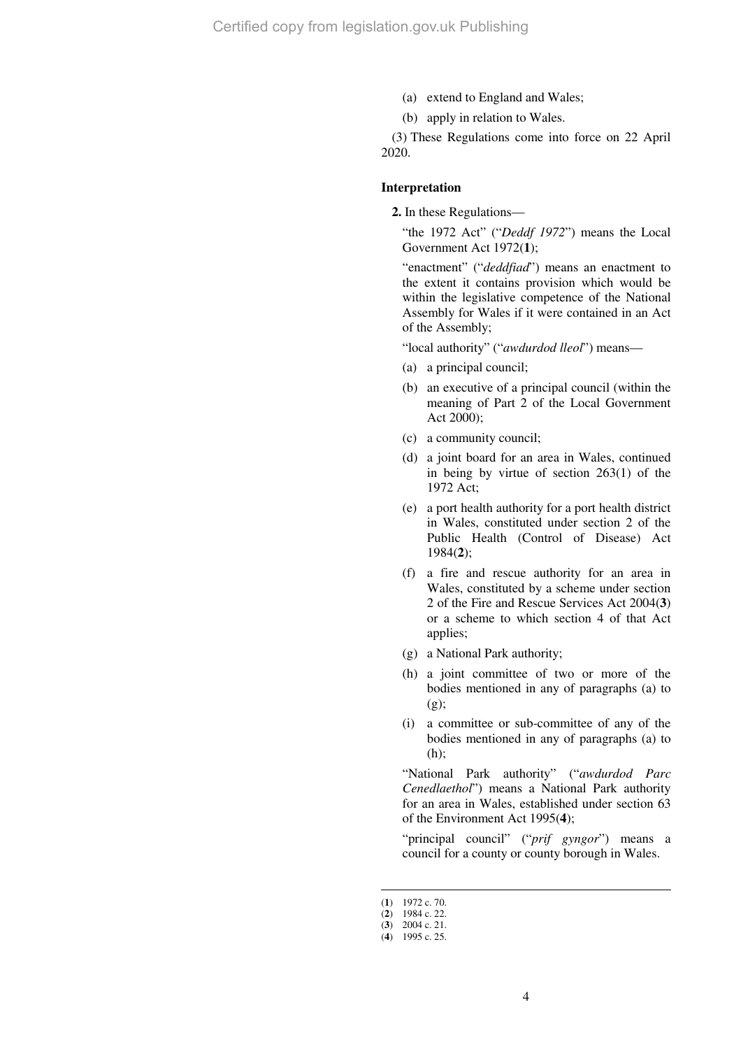(a) extend to England and Wales;

(b) apply in relation to Wales.

(3) These Regulations come into force on 22 April 2020.

### Interpretation

**2.** In these Regulations—

"the 1972 Act" ("*Deddf 1972*") means the Local Government Act 1972([1]);

"enactment" ("*deddfiad*") means an enactment to the extent it contains provision which would be within the legislative competence of the National Assembly for Wales if it were contained in an Act of the Assembly;

"local authority" ("*awdurdod lleol*") means—

(a) a principal council;

(b) an executive of a principal council (within the meaning of Part 2 of the Local Government Act 2000);

(c) a community council;

(d) a joint board for an area in Wales, continued in being by virtue of section 263(1) of the 1972 Act;

(e) a port health authority for a port health district in Wales, constituted under section 2 of the Public Health (Control of Disease) Act 1984([2]);

(f) a fire and rescue authority for an area in Wales, constituted by a scheme under section 2 of the Fire and Rescue Services Act 2004([3]) or a scheme to which section 4 of that Act applies;

(g) a National Park authority;

(h) a joint committee of two or more of the bodies mentioned in any of paragraphs (a) to (g);

(i) a committee or sub-committee of any of the bodies mentioned in any of paragraphs (a) to (h);

"National Park authority" ("*awdurdod Parc Cenedlaethol*") means a National Park authority for an area in Wales, established under section 63 of the Environment Act 1995([4]);

"principal council" ("*prif gyngor*") means a council for a county or county borough in Wales.

---

([1]) 1972 c. 70.
([2]) 1984 c. 22.
([3]) 2004 c. 21.
([4]) 1995 c. 25.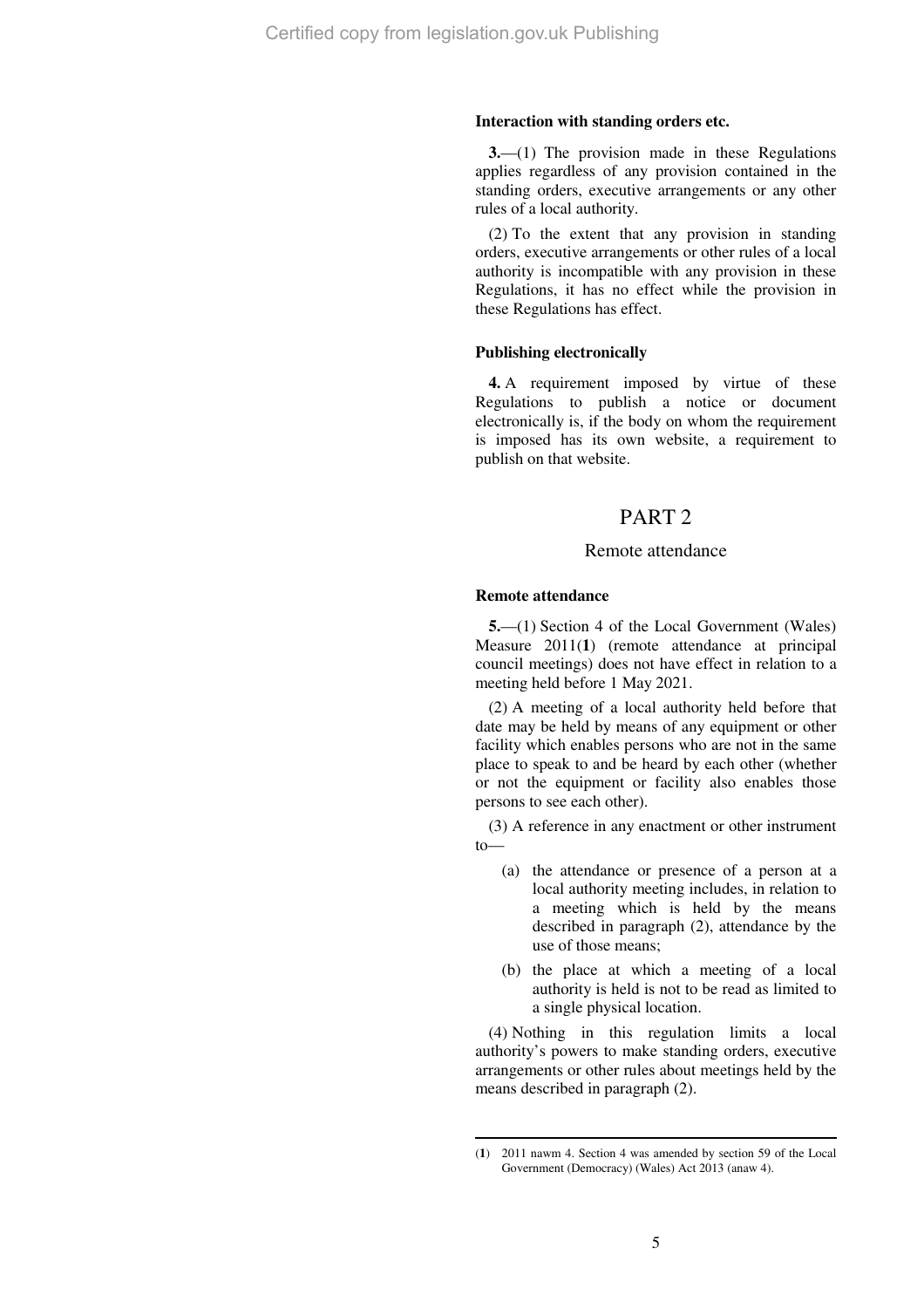**Interaction with standing orders etc.**

**3.**—(1) The provision made in these Regulations applies regardless of any provision contained in the standing orders, executive arrangements or any other rules of a local authority.

(2) To the extent that any provision in standing orders, executive arrangements or other rules of a local authority is incompatible with any provision in these Regulations, it has no effect while the provision in these Regulations has effect.

**Publishing electronically**

**4.** A requirement imposed by virtue of these Regulations to publish a notice or document electronically is, if the body on whom the requirement is imposed has its own website, a requirement to publish on that website.

# PART 2

## Remote attendance

**Remote attendance**

**5.**—(1) Section 4 of the Local Government (Wales) Measure 2011(**1**) (remote attendance at principal council meetings) does not have effect in relation to a meeting held before 1 May 2021.

(2) A meeting of a local authority held before that date may be held by means of any equipment or other facility which enables persons who are not in the same place to speak to and be heard by each other (whether or not the equipment or facility also enables those persons to see each other).

(3) A reference in any enactment or other instrument to—

(a) the attendance or presence of a person at a local authority meeting includes, in relation to a meeting which is held by the means described in paragraph (2), attendance by the use of those means;

(b) the place at which a meeting of a local authority is held is not to be read as limited to a single physical location.

(4) Nothing in this regulation limits a local authority's powers to make standing orders, executive arrangements or other rules about meetings held by the means described in paragraph (2).

---

(**1**) 2011 nawm 4. Section 4 was amended by section 59 of the Local Government (Democracy) (Wales) Act 2013 (anaw 4).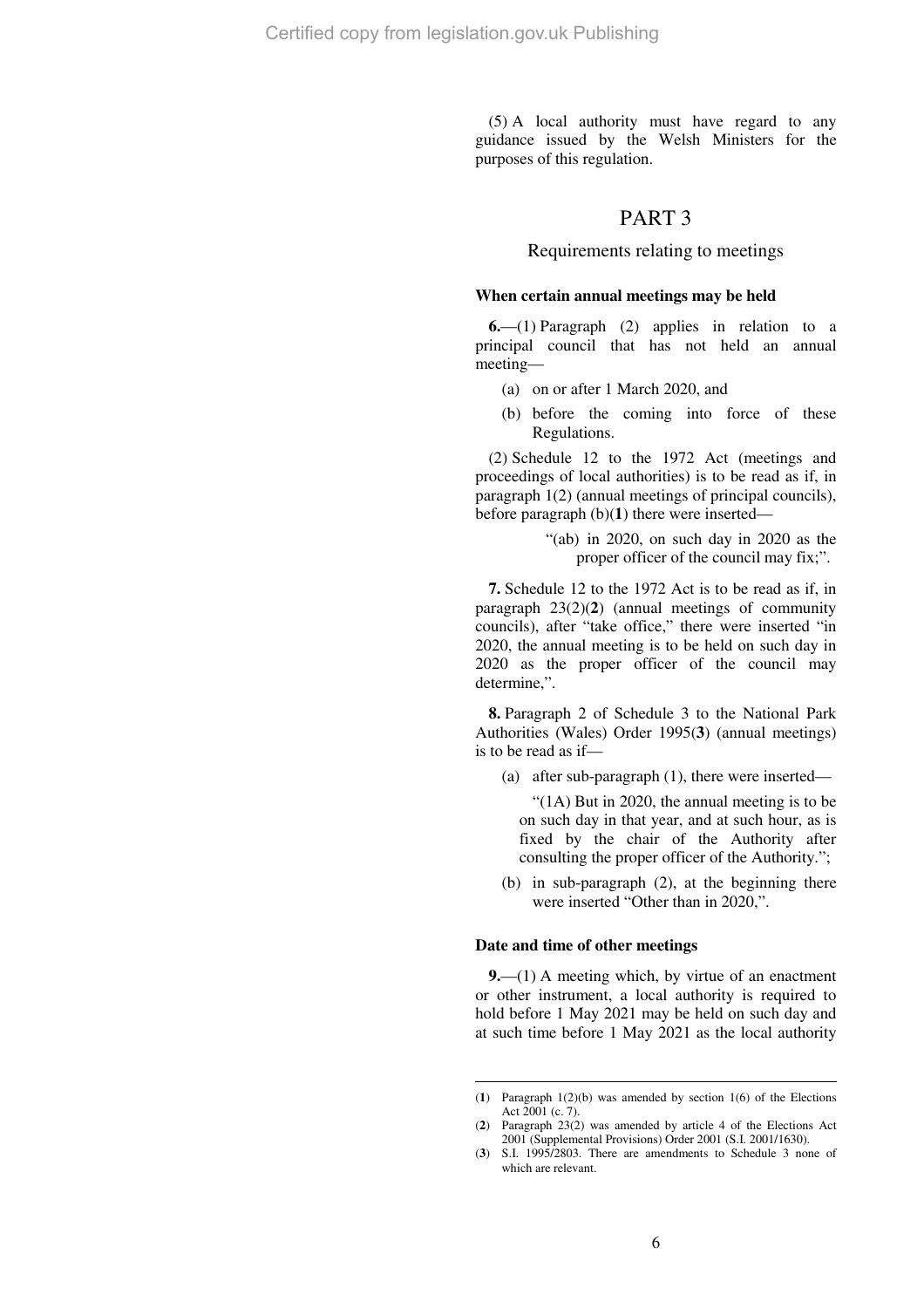(5) A local authority must have regard to any guidance issued by the Welsh Ministers for the purposes of this regulation.

## PART 3

### Requirements relating to meetings

**When certain annual meetings may be held**

**6.**—(1) Paragraph (2) applies in relation to a principal council that has not held an annual meeting—

- (a) on or after 1 March 2020, and
- (b) before the coming into force of these Regulations.

(2) Schedule 12 to the 1972 Act (meetings and proceedings of local authorities) is to be read as if, in paragraph 1(2) (annual meetings of principal councils), before paragraph (b)(**1**) there were inserted—

> "(ab) in 2020, on such day in 2020 as the proper officer of the council may fix;".

**7.** Schedule 12 to the 1972 Act is to be read as if, in paragraph 23(2)(**2**) (annual meetings of community councils), after "take office," there were inserted "in 2020, the annual meeting is to be held on such day in 2020 as the proper officer of the council may determine,".

**8.** Paragraph 2 of Schedule 3 to the National Park Authorities (Wales) Order 1995(**3**) (annual meetings) is to be read as if—

- (a) after sub-paragraph (1), there were inserted—

  > "(1A) But in 2020, the annual meeting is to be on such day in that year, and at such hour, as is fixed by the chair of the Authority after consulting the proper officer of the Authority.";

- (b) in sub-paragraph (2), at the beginning there were inserted "Other than in 2020,".

**Date and time of other meetings**

**9.**—(1) A meeting which, by virtue of an enactment or other instrument, a local authority is required to hold before 1 May 2021 may be held on such day and at such time before 1 May 2021 as the local authority

---

(**1**) Paragraph 1(2)(b) was amended by section 1(6) of the Elections Act 2001 (c. 7).

(**2**) Paragraph 23(2) was amended by article 4 of the Elections Act 2001 (Supplemental Provisions) Order 2001 (S.I. 2001/1630).

(**3**) S.I. 1995/2803. There are amendments to Schedule 3 none of which are relevant.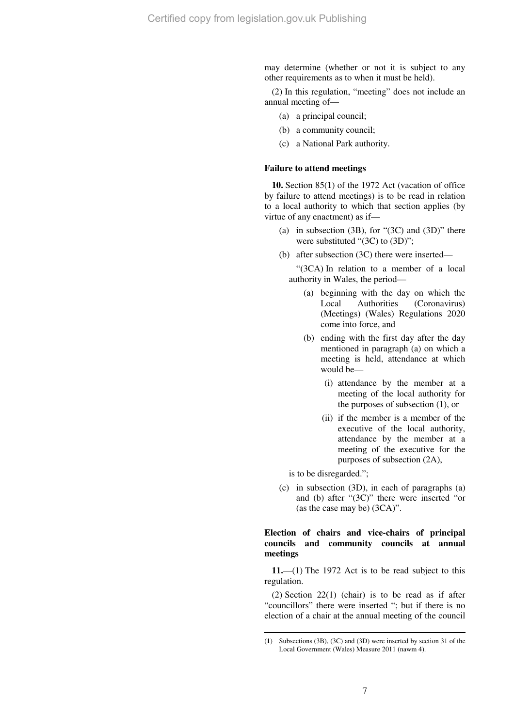may determine (whether or not it is subject to any other requirements as to when it must be held).

(2) In this regulation, "meeting" does not include an annual meeting of—

(a) a principal council;

(b) a community council;

(c) a National Park authority.

**Failure to attend meetings**

**10.** Section 85(**1**) of the 1972 Act (vacation of office by failure to attend meetings) is to be read in relation to a local authority to which that section applies (by virtue of any enactment) as if—

(a) in subsection (3B), for "(3C) and (3D)" there were substituted "(3C) to (3D)";

(b) after subsection (3C) there were inserted—

"(3CA) In relation to a member of a local authority in Wales, the period—

(a) beginning with the day on which the Local Authorities (Coronavirus) (Meetings) (Wales) Regulations 2020 come into force, and

(b) ending with the first day after the day mentioned in paragraph (a) on which a meeting is held, attendance at which would be—

(i) attendance by the member at a meeting of the local authority for the purposes of subsection (1), or

(ii) if the member is a member of the executive of the local authority, attendance by the member at a meeting of the executive for the purposes of subsection (2A),

is to be disregarded.";

(c) in subsection (3D), in each of paragraphs (a) and (b) after "(3C)" there were inserted "or (as the case may be) (3CA)".

**Election of chairs and vice-chairs of principal councils and community councils at annual meetings**

**11.**—(1) The 1972 Act is to be read subject to this regulation.

(2) Section 22(1) (chair) is to be read as if after "councillors" there were inserted "; but if there is no election of a chair at the annual meeting of the council

---

(**1**) Subsections (3B), (3C) and (3D) were inserted by section 31 of the Local Government (Wales) Measure 2011 (nawm 4).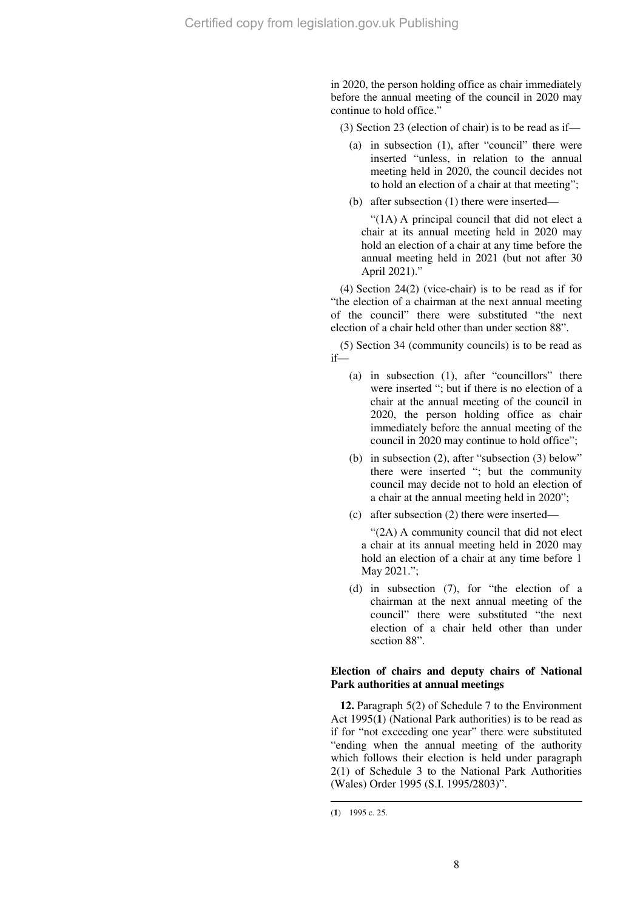in 2020, the person holding office as chair immediately before the annual meeting of the council in 2020 may continue to hold office."

(3) Section 23 (election of chair) is to be read as if—

(a) in subsection (1), after "council" there were inserted "unless, in relation to the annual meeting held in 2020, the council decides not to hold an election of a chair at that meeting";

(b) after subsection (1) there were inserted—

"(1A) A principal council that did not elect a chair at its annual meeting held in 2020 may hold an election of a chair at any time before the annual meeting held in 2021 (but not after 30 April 2021)."

(4) Section 24(2) (vice-chair) is to be read as if for "the election of a chairman at the next annual meeting of the council" there were substituted "the next election of a chair held other than under section 88".

(5) Section 34 (community councils) is to be read as if—

(a) in subsection (1), after "councillors" there were inserted "; but if there is no election of a chair at the annual meeting of the council in 2020, the person holding office as chair immediately before the annual meeting of the council in 2020 may continue to hold office";

(b) in subsection (2), after "subsection (3) below" there were inserted "; but the community council may decide not to hold an election of a chair at the annual meeting held in 2020";

(c) after subsection (2) there were inserted—

"(2A) A community council that did not elect a chair at its annual meeting held in 2020 may hold an election of a chair at any time before 1 May 2021.";

(d) in subsection (7), for "the election of a chairman at the next annual meeting of the council" there were substituted "the next election of a chair held other than under section 88".

**Election of chairs and deputy chairs of National Park authorities at annual meetings**

**12.** Paragraph 5(2) of Schedule 7 to the Environment Act 1995([1]) (National Park authorities) is to be read as if for "not exceeding one year" there were substituted "ending when the annual meeting of the authority which follows their election is held under paragraph 2(1) of Schedule 3 to the National Park Authorities (Wales) Order 1995 (S.I. 1995/2803)".

([1]) 1995 c. 25.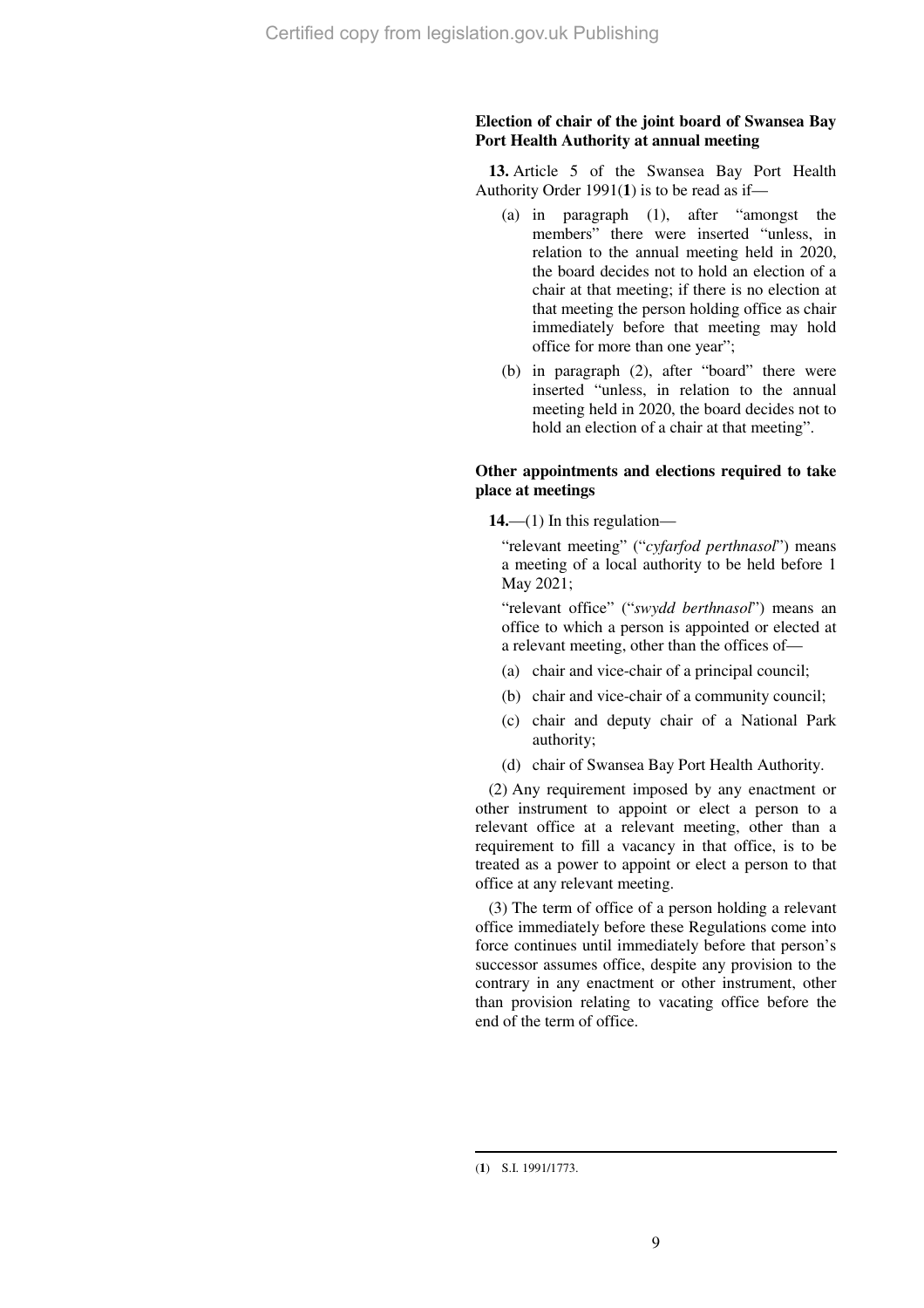**Election of chair of the joint board of Swansea Bay Port Health Authority at annual meeting**

**13.** Article 5 of the Swansea Bay Port Health Authority Order 1991(**1**) is to be read as if—

(a) in paragraph (1), after "amongst the members" there were inserted "unless, in relation to the annual meeting held in 2020, the board decides not to hold an election of a chair at that meeting; if there is no election at that meeting the person holding office as chair immediately before that meeting may hold office for more than one year";

(b) in paragraph (2), after "board" there were inserted "unless, in relation to the annual meeting held in 2020, the board decides not to hold an election of a chair at that meeting".

**Other appointments and elections required to take place at meetings**

**14.**—(1) In this regulation—

"relevant meeting" ("*cyfarfod perthnasol*") means a meeting of a local authority to be held before 1 May 2021;

"relevant office" ("*swydd berthnasol*") means an office to which a person is appointed or elected at a relevant meeting, other than the offices of—

(a) chair and vice-chair of a principal council;

(b) chair and vice-chair of a community council;

(c) chair and deputy chair of a National Park authority;

(d) chair of Swansea Bay Port Health Authority.

(2) Any requirement imposed by any enactment or other instrument to appoint or elect a person to a relevant office at a relevant meeting, other than a requirement to fill a vacancy in that office, is to be treated as a power to appoint or elect a person to that office at any relevant meeting.

(3) The term of office of a person holding a relevant office immediately before these Regulations come into force continues until immediately before that person's successor assumes office, despite any provision to the contrary in any enactment or other instrument, other than provision relating to vacating office before the end of the term of office.

---

(**1**) S.I. 1991/1773.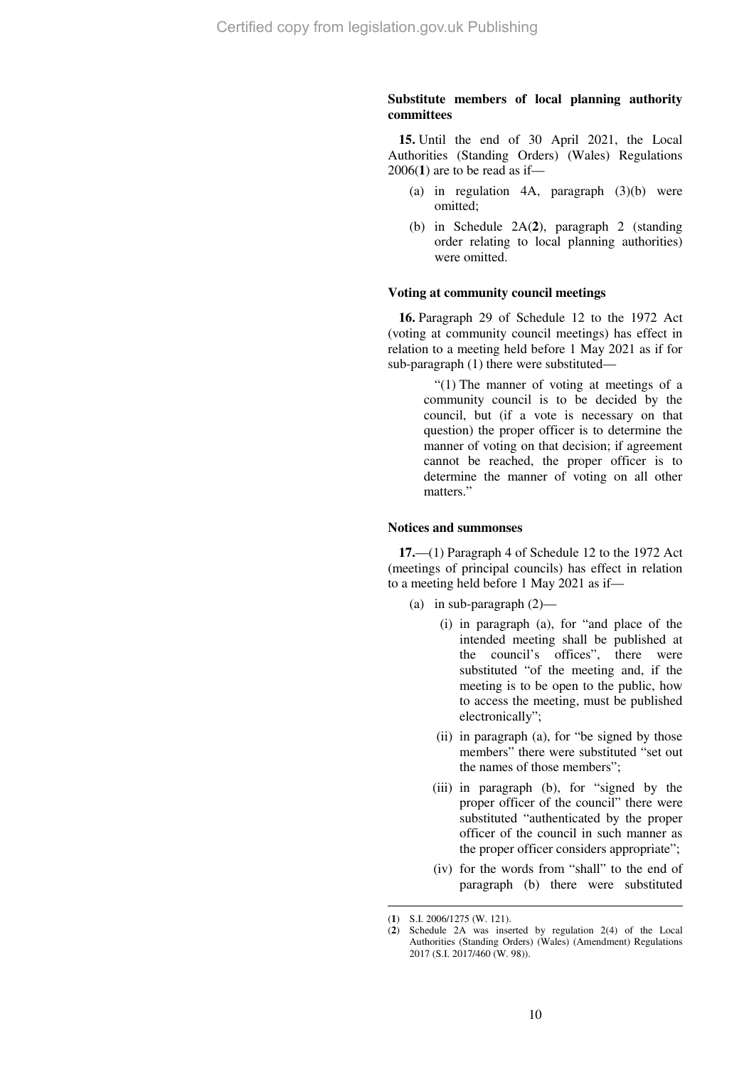**Substitute members of local planning authority committees**

**15.** Until the end of 30 April 2021, the Local Authorities (Standing Orders) (Wales) Regulations 2006([1]) are to be read as if—

(a) in regulation 4A, paragraph (3)(b) were omitted;

(b) in Schedule 2A([2]), paragraph 2 (standing order relating to local planning authorities) were omitted.

**Voting at community council meetings**

**16.** Paragraph 29 of Schedule 12 to the 1972 Act (voting at community council meetings) has effect in relation to a meeting held before 1 May 2021 as if for sub-paragraph (1) there were substituted—

> "(1) The manner of voting at meetings of a community council is to be decided by the council, but (if a vote is necessary on that question) the proper officer is to determine the manner of voting on that decision; if agreement cannot be reached, the proper officer is to determine the manner of voting on all other matters."

**Notices and summonses**

**17.**—(1) Paragraph 4 of Schedule 12 to the 1972 Act (meetings of principal councils) has effect in relation to a meeting held before 1 May 2021 as if—

(a) in sub-paragraph (2)—

(i) in paragraph (a), for "and place of the intended meeting shall be published at the council's offices", there were substituted "of the meeting and, if the meeting is to be open to the public, how to access the meeting, must be published electronically";

(ii) in paragraph (a), for "be signed by those members" there were substituted "set out the names of those members";

(iii) in paragraph (b), for "signed by the proper officer of the council" there were substituted "authenticated by the proper officer of the council in such manner as the proper officer considers appropriate";

(iv) for the words from "shall" to the end of paragraph (b) there were substituted

---

([1]) S.I. 2006/1275 (W. 121).

([2]) Schedule 2A was inserted by regulation 2(4) of the Local Authorities (Standing Orders) (Wales) (Amendment) Regulations 2017 (S.I. 2017/460 (W. 98)).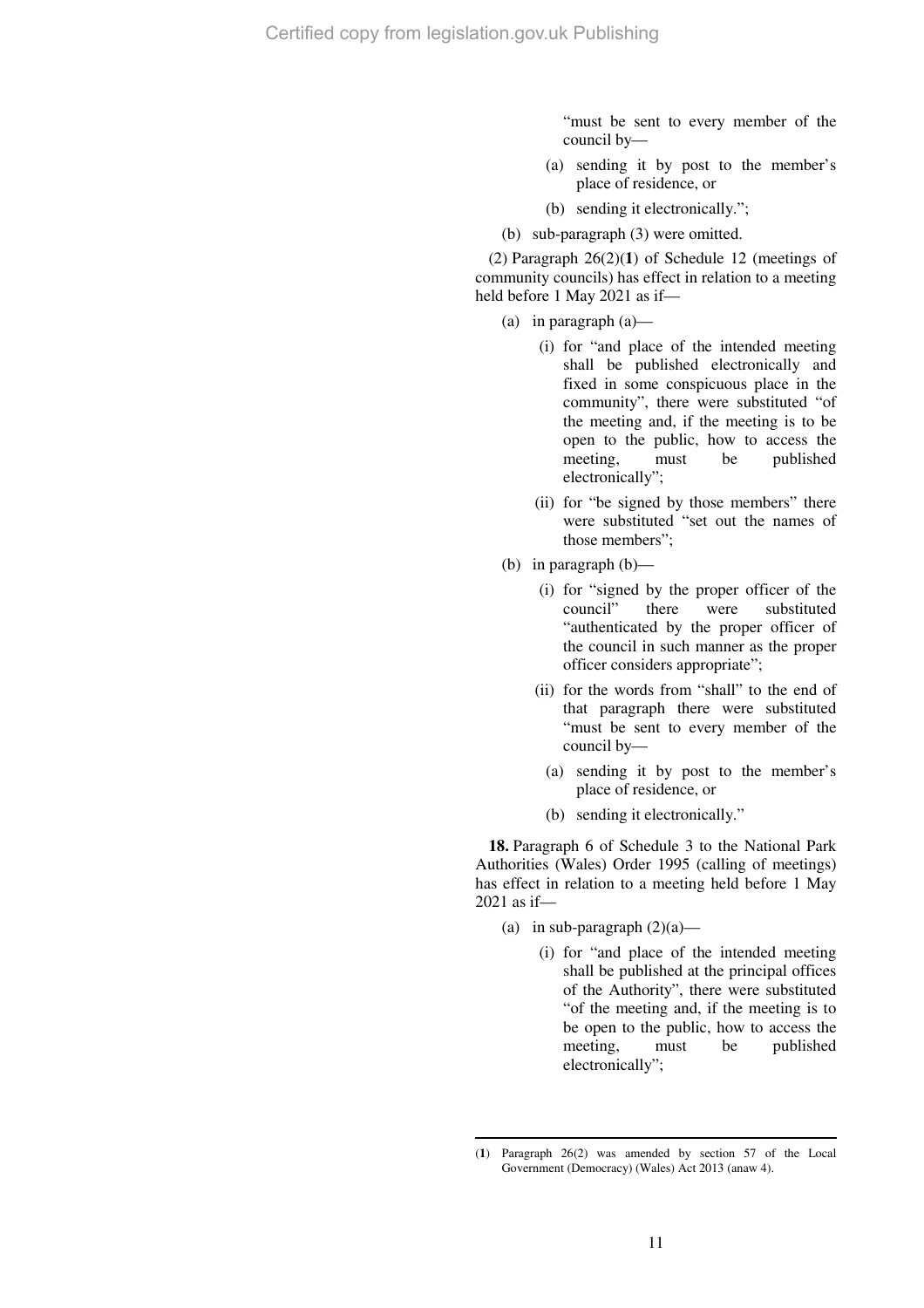"must be sent to every member of the council by—

(a) sending it by post to the member's place of residence, or

(b) sending it electronically.";

(b) sub-paragraph (3) were omitted.

(2) Paragraph 26(2)([1]) of Schedule 12 (meetings of community councils) has effect in relation to a meeting held before 1 May 2021 as if—

(a) in paragraph (a)—

(i) for "and place of the intended meeting shall be published electronically and fixed in some conspicuous place in the community", there were substituted "of the meeting and, if the meeting is to be open to the public, how to access the meeting, must be published electronically";

(ii) for "be signed by those members" there were substituted "set out the names of those members";

(b) in paragraph (b)—

(i) for "signed by the proper officer of the council" there were substituted "authenticated by the proper officer of the council in such manner as the proper officer considers appropriate";

(ii) for the words from "shall" to the end of that paragraph there were substituted "must be sent to every member of the council by—

(a) sending it by post to the member's place of residence, or

(b) sending it electronically."

**18.** Paragraph 6 of Schedule 3 to the National Park Authorities (Wales) Order 1995 (calling of meetings) has effect in relation to a meeting held before 1 May 2021 as if—

(a) in sub-paragraph (2)(a)—

(i) for "and place of the intended meeting shall be published at the principal offices of the Authority", there were substituted "of the meeting and, if the meeting is to be open to the public, how to access the meeting, must be published electronically";

---

([1]) Paragraph 26(2) was amended by section 57 of the Local Government (Democracy) (Wales) Act 2013 (anaw 4).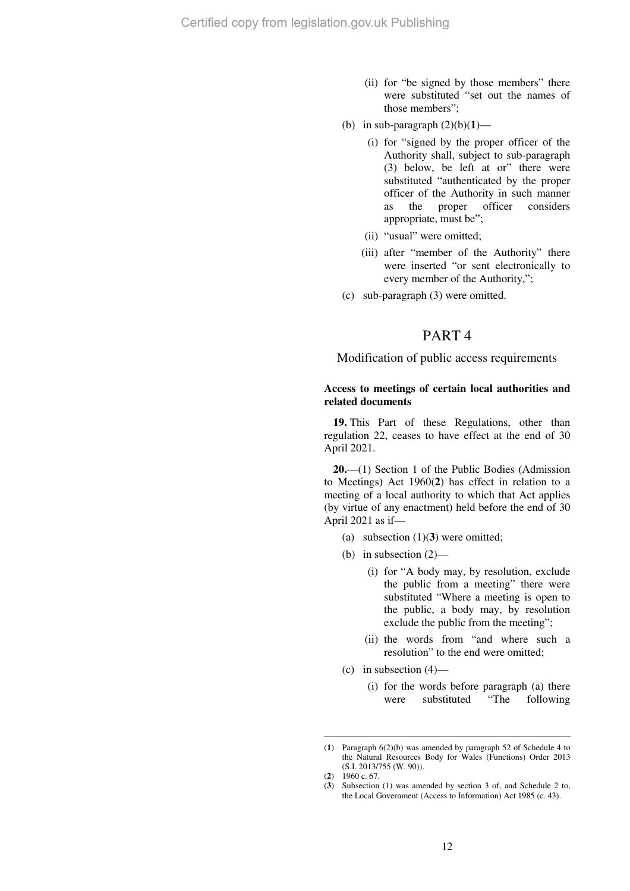(ii) for "be signed by those members" there were substituted "set out the names of those members";

(b) in sub-paragraph (2)(b)([1])—

(i) for "signed by the proper officer of the Authority shall, subject to sub-paragraph (3) below, be left at or" there were substituted "authenticated by the proper officer of the Authority in such manner as the proper officer considers appropriate, must be";

(ii) "usual" were omitted;

(iii) after "member of the Authority" there were inserted "or sent electronically to every member of the Authority,";

(c) sub-paragraph (3) were omitted.

# PART 4

## Modification of public access requirements

### Access to meetings of certain local authorities and related documents

**19.** This Part of these Regulations, other than regulation 22, ceases to have effect at the end of 30 April 2021.

**20.**—(1) Section 1 of the Public Bodies (Admission to Meetings) Act 1960([2]) has effect in relation to a meeting of a local authority to which that Act applies (by virtue of any enactment) held before the end of 30 April 2021 as if—

(a) subsection (1)([3]) were omitted;

(b) in subsection (2)—

(i) for "A body may, by resolution, exclude the public from a meeting" there were substituted "Where a meeting is open to the public, a body may, by resolution exclude the public from the meeting";

(ii) the words from "and where such a resolution" to the end were omitted;

(c) in subsection (4)—

(i) for the words before paragraph (a) there were substituted "The following

---

([1]) Paragraph 6(2)(b) was amended by paragraph 52 of Schedule 4 to the Natural Resources Body for Wales (Functions) Order 2013 (S.I. 2013/755 (W. 90)).

([2]) 1960 c. 67.

([3]) Subsection (1) was amended by section 3 of, and Schedule 2 to, the Local Government (Access to Information) Act 1985 (c. 43).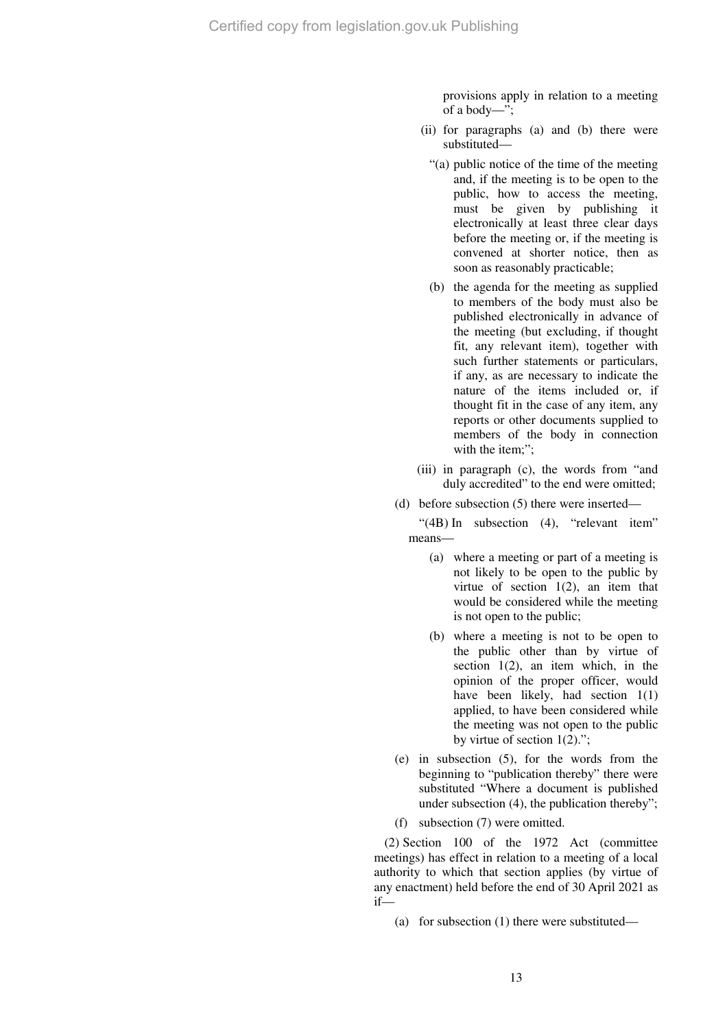provisions apply in relation to a meeting of a body—";

(ii) for paragraphs (a) and (b) there were substituted—

"(a) public notice of the time of the meeting and, if the meeting is to be open to the public, how to access the meeting, must be given by publishing it electronically at least three clear days before the meeting or, if the meeting is convened at shorter notice, then as soon as reasonably practicable;

(b) the agenda for the meeting as supplied to members of the body must also be published electronically in advance of the meeting (but excluding, if thought fit, any relevant item), together with such further statements or particulars, if any, as are necessary to indicate the nature of the items included or, if thought fit in the case of any item, any reports or other documents supplied to members of the body in connection with the item;";

(iii) in paragraph (c), the words from "and duly accredited" to the end were omitted;

(d) before subsection (5) there were inserted—

"(4B) In subsection (4), "relevant item" means—

(a) where a meeting or part of a meeting is not likely to be open to the public by virtue of section 1(2), an item that would be considered while the meeting is not open to the public;

(b) where a meeting is not to be open to the public other than by virtue of section 1(2), an item which, in the opinion of the proper officer, would have been likely, had section 1(1) applied, to have been considered while the meeting was not open to the public by virtue of section 1(2).";

(e) in subsection (5), for the words from the beginning to "publication thereby" there were substituted "Where a document is published under subsection (4), the publication thereby";

(f) subsection (7) were omitted.

(2) Section 100 of the 1972 Act (committee meetings) has effect in relation to a meeting of a local authority to which that section applies (by virtue of any enactment) held before the end of 30 April 2021 as if—

(a) for subsection (1) there were substituted—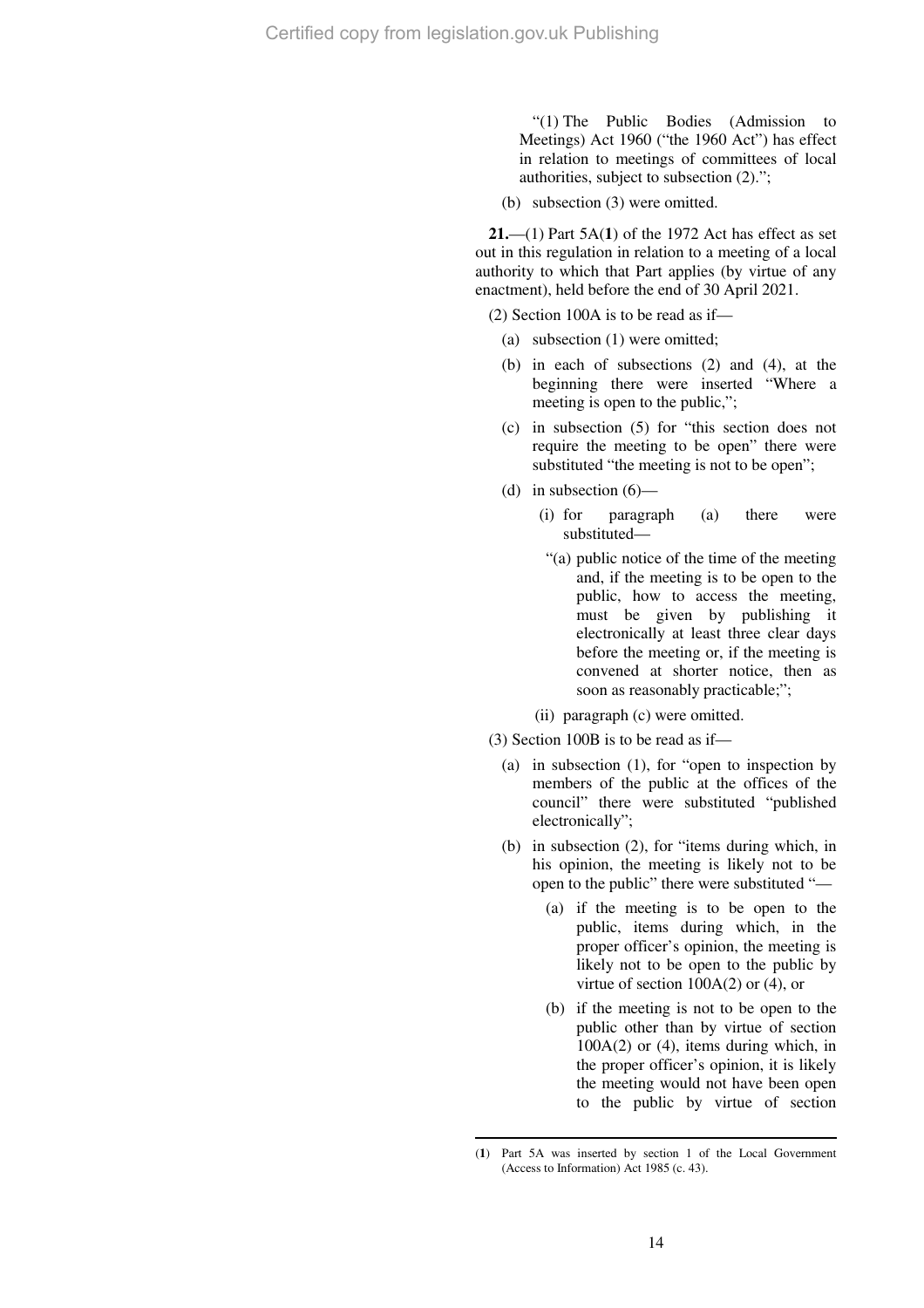"(1) The Public Bodies (Admission to Meetings) Act 1960 ("the 1960 Act") has effect in relation to meetings of committees of local authorities, subject to subsection (2).";

(b) subsection (3) were omitted.

**21.**—(1) Part 5A([1]) of the 1972 Act has effect as set out in this regulation in relation to a meeting of a local authority to which that Part applies (by virtue of any enactment), held before the end of 30 April 2021.

(2) Section 100A is to be read as if—

(a) subsection (1) were omitted;

(b) in each of subsections (2) and (4), at the beginning there were inserted "Where a meeting is open to the public,";

(c) in subsection (5) for "this section does not require the meeting to be open" there were substituted "the meeting is not to be open";

(d) in subsection (6)—

(i) for paragraph (a) there were substituted—

"(a) public notice of the time of the meeting and, if the meeting is to be open to the public, how to access the meeting, must be given by publishing it electronically at least three clear days before the meeting or, if the meeting is convened at shorter notice, then as soon as reasonably practicable;";

(ii) paragraph (c) were omitted.

(3) Section 100B is to be read as if—

(a) in subsection (1), for "open to inspection by members of the public at the offices of the council" there were substituted "published electronically";

(b) in subsection (2), for "items during which, in his opinion, the meeting is likely not to be open to the public" there were substituted "—

(a) if the meeting is to be open to the public, items during which, in the proper officer's opinion, the meeting is likely not to be open to the public by virtue of section 100A(2) or (4), or

(b) if the meeting is not to be open to the public other than by virtue of section 100A(2) or (4), items during which, in the proper officer's opinion, it is likely the meeting would not have been open to the public by virtue of section

---

([1]) Part 5A was inserted by section 1 of the Local Government (Access to Information) Act 1985 (c. 43).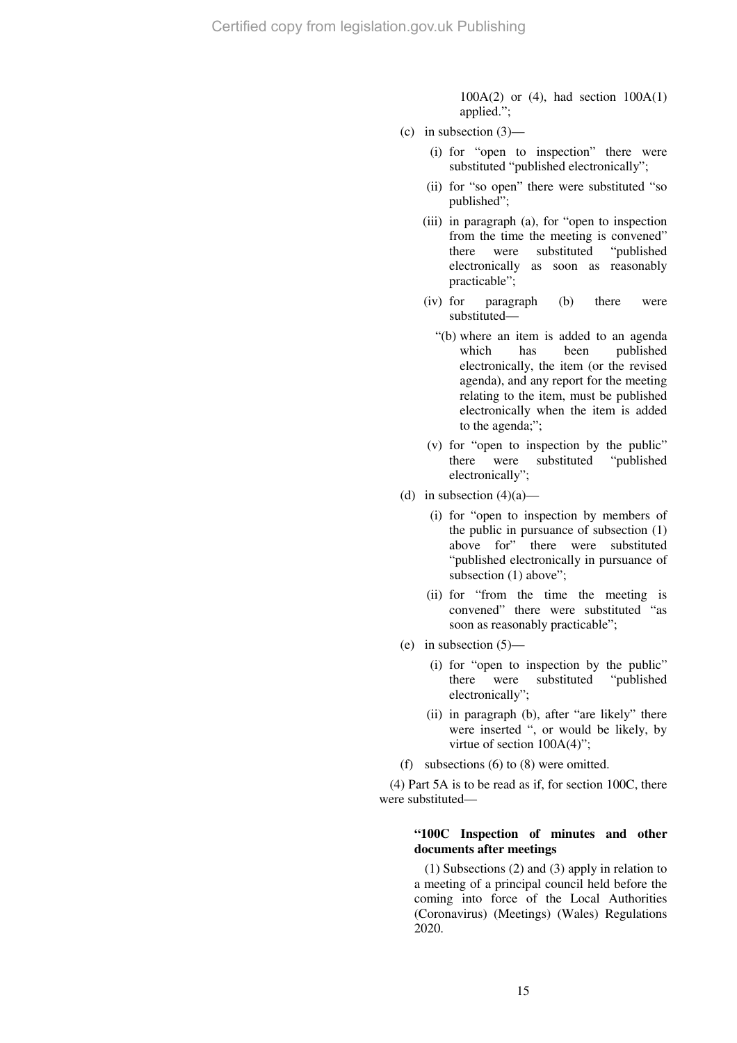100A(2) or (4), had section 100A(1) applied.";

(c) in subsection (3)—

(i) for "open to inspection" there were substituted "published electronically";

(ii) for "so open" there were substituted "so published";

(iii) in paragraph (a), for "open to inspection from the time the meeting is convened" there were substituted "published electronically as soon as reasonably practicable";

(iv) for paragraph (b) there were substituted—

"(b) where an item is added to an agenda which has been published electronically, the item (or the revised agenda), and any report for the meeting relating to the item, must be published electronically when the item is added to the agenda;";

(v) for "open to inspection by the public" there were substituted "published electronically";

(d) in subsection (4)(a)—

(i) for "open to inspection by members of the public in pursuance of subsection (1) above for" there were substituted "published electronically in pursuance of subsection (1) above";

(ii) for "from the time the meeting is convened" there were substituted "as soon as reasonably practicable";

(e) in subsection (5)—

(i) for "open to inspection by the public" there were substituted "published electronically";

(ii) in paragraph (b), after "are likely" there were inserted ", or would be likely, by virtue of section 100A(4)";

(f) subsections (6) to (8) were omitted.

(4) Part 5A is to be read as if, for section 100C, there were substituted—

**"100C Inspection of minutes and other documents after meetings**

(1) Subsections (2) and (3) apply in relation to a meeting of a principal council held before the coming into force of the Local Authorities (Coronavirus) (Meetings) (Wales) Regulations 2020.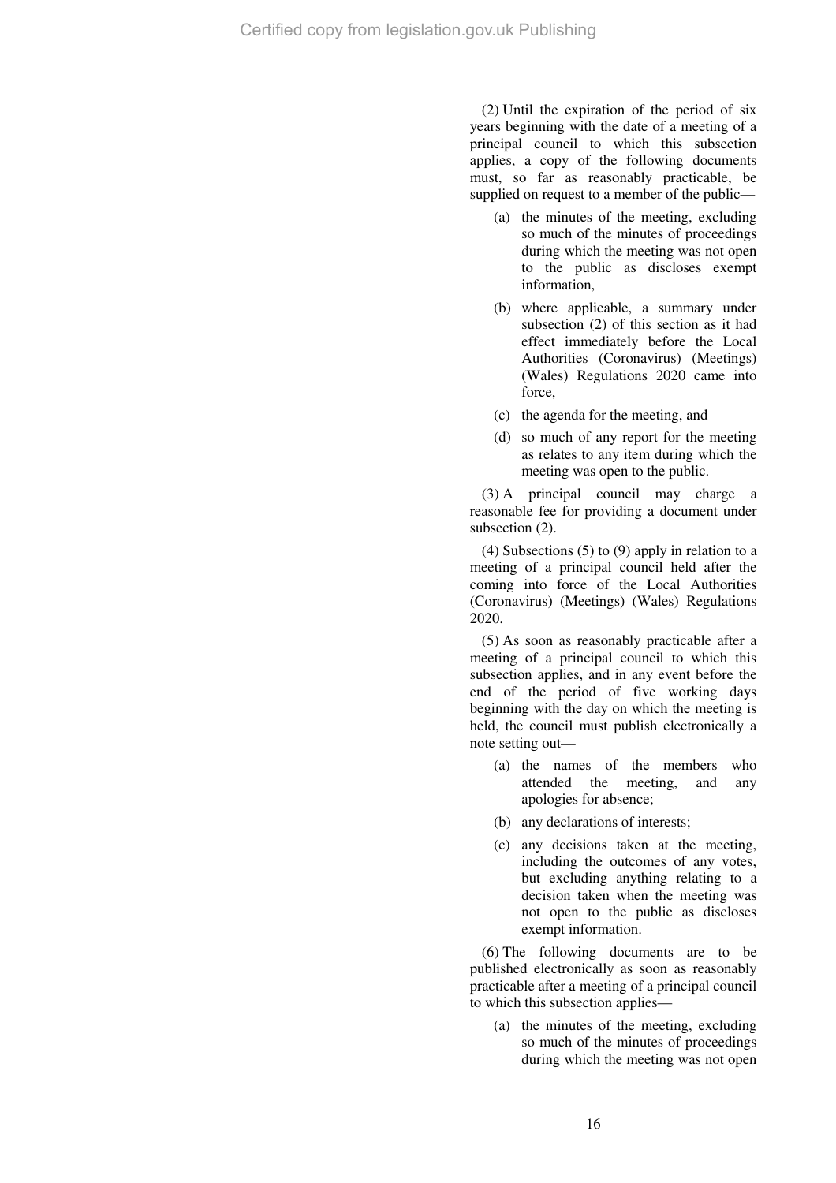(2) Until the expiration of the period of six years beginning with the date of a meeting of a principal council to which this subsection applies, a copy of the following documents must, so far as reasonably practicable, be supplied on request to a member of the public—

(a) the minutes of the meeting, excluding so much of the minutes of proceedings during which the meeting was not open to the public as discloses exempt information,

(b) where applicable, a summary under subsection (2) of this section as it had effect immediately before the Local Authorities (Coronavirus) (Meetings) (Wales) Regulations 2020 came into force,

(c) the agenda for the meeting, and

(d) so much of any report for the meeting as relates to any item during which the meeting was open to the public.

(3) A principal council may charge a reasonable fee for providing a document under subsection (2).

(4) Subsections (5) to (9) apply in relation to a meeting of a principal council held after the coming into force of the Local Authorities (Coronavirus) (Meetings) (Wales) Regulations 2020.

(5) As soon as reasonably practicable after a meeting of a principal council to which this subsection applies, and in any event before the end of the period of five working days beginning with the day on which the meeting is held, the council must publish electronically a note setting out—

(a) the names of the members who attended the meeting, and any apologies for absence;

(b) any declarations of interests;

(c) any decisions taken at the meeting, including the outcomes of any votes, but excluding anything relating to a decision taken when the meeting was not open to the public as discloses exempt information.

(6) The following documents are to be published electronically as soon as reasonably practicable after a meeting of a principal council to which this subsection applies—

(a) the minutes of the meeting, excluding so much of the minutes of proceedings during which the meeting was not open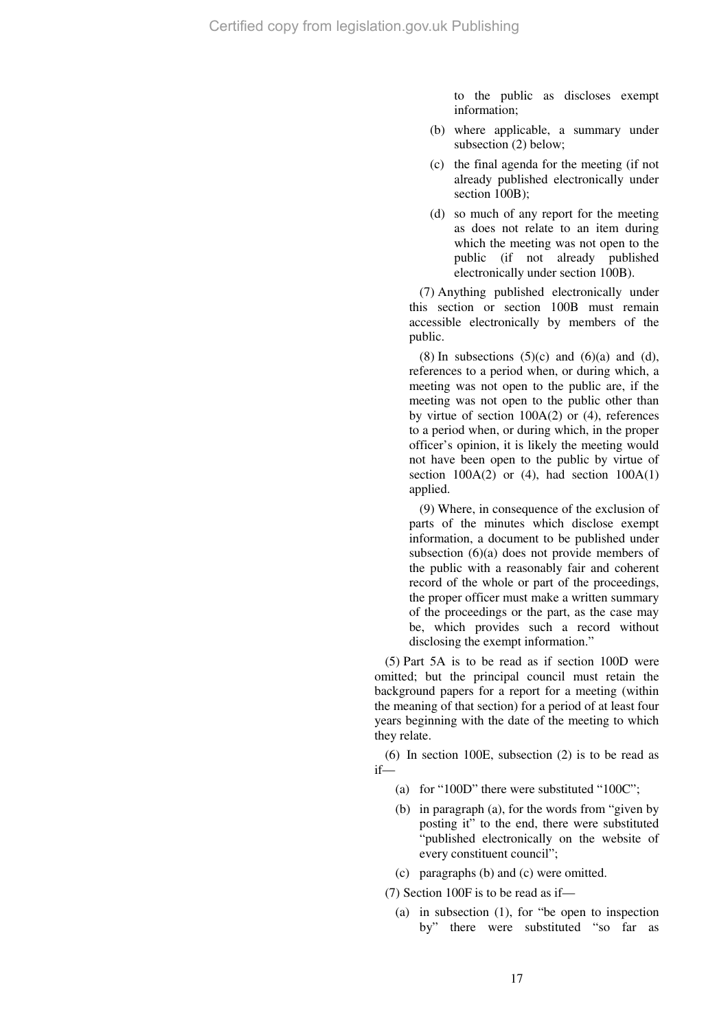to the public as discloses exempt information;

(b) where applicable, a summary under subsection (2) below;

(c) the final agenda for the meeting (if not already published electronically under section 100B);

(d) so much of any report for the meeting as does not relate to an item during which the meeting was not open to the public (if not already published electronically under section 100B).

(7) Anything published electronically under this section or section 100B must remain accessible electronically by members of the public.

(8) In subsections (5)(c) and (6)(a) and (d), references to a period when, or during which, a meeting was not open to the public are, if the meeting was not open to the public other than by virtue of section 100A(2) or (4), references to a period when, or during which, in the proper officer's opinion, it is likely the meeting would not have been open to the public by virtue of section 100A(2) or (4), had section 100A(1) applied.

(9) Where, in consequence of the exclusion of parts of the minutes which disclose exempt information, a document to be published under subsection (6)(a) does not provide members of the public with a reasonably fair and coherent record of the whole or part of the proceedings, the proper officer must make a written summary of the proceedings or the part, as the case may be, which provides such a record without disclosing the exempt information."

(5) Part 5A is to be read as if section 100D were omitted; but the principal council must retain the background papers for a report for a meeting (within the meaning of that section) for a period of at least four years beginning with the date of the meeting to which they relate.

(6) In section 100E, subsection (2) is to be read as if—

(a) for "100D" there were substituted "100C";

(b) in paragraph (a), for the words from "given by posting it" to the end, there were substituted "published electronically on the website of every constituent council";

(c) paragraphs (b) and (c) were omitted.

(7) Section 100F is to be read as if—

(a) in subsection (1), for "be open to inspection by" there were substituted "so far as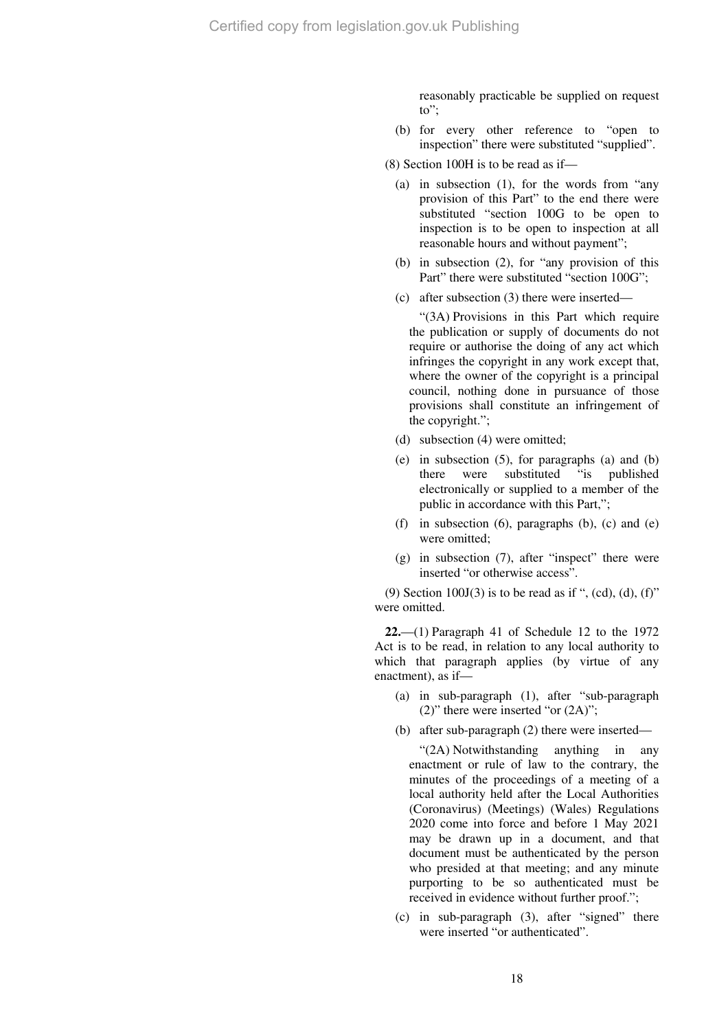reasonably practicable be supplied on request to";

(b) for every other reference to "open to inspection" there were substituted "supplied".

(8) Section 100H is to be read as if—

(a) in subsection (1), for the words from "any provision of this Part" to the end there were substituted "section 100G to be open to inspection is to be open to inspection at all reasonable hours and without payment";

(b) in subsection (2), for "any provision of this Part" there were substituted "section 100G";

(c) after subsection (3) there were inserted—

"(3A) Provisions in this Part which require the publication or supply of documents do not require or authorise the doing of any act which infringes the copyright in any work except that, where the owner of the copyright is a principal council, nothing done in pursuance of those provisions shall constitute an infringement of the copyright.";

(d) subsection (4) were omitted;

(e) in subsection (5), for paragraphs (a) and (b) there were substituted "is published electronically or supplied to a member of the public in accordance with this Part,";

(f) in subsection (6), paragraphs (b), (c) and (e) were omitted;

(g) in subsection (7), after "inspect" there were inserted "or otherwise access".

(9) Section 100J(3) is to be read as if ", (cd), (d), (f)" were omitted.

**22.**—(1) Paragraph 41 of Schedule 12 to the 1972 Act is to be read, in relation to any local authority to which that paragraph applies (by virtue of any enactment), as if—

(a) in sub-paragraph (1), after "sub-paragraph (2)" there were inserted "or (2A)";

(b) after sub-paragraph (2) there were inserted—

"(2A) Notwithstanding anything in any enactment or rule of law to the contrary, the minutes of the proceedings of a meeting of a local authority held after the Local Authorities (Coronavirus) (Meetings) (Wales) Regulations 2020 come into force and before 1 May 2021 may be drawn up in a document, and that document must be authenticated by the person who presided at that meeting; and any minute purporting to be so authenticated must be received in evidence without further proof.";

(c) in sub-paragraph (3), after "signed" there were inserted "or authenticated".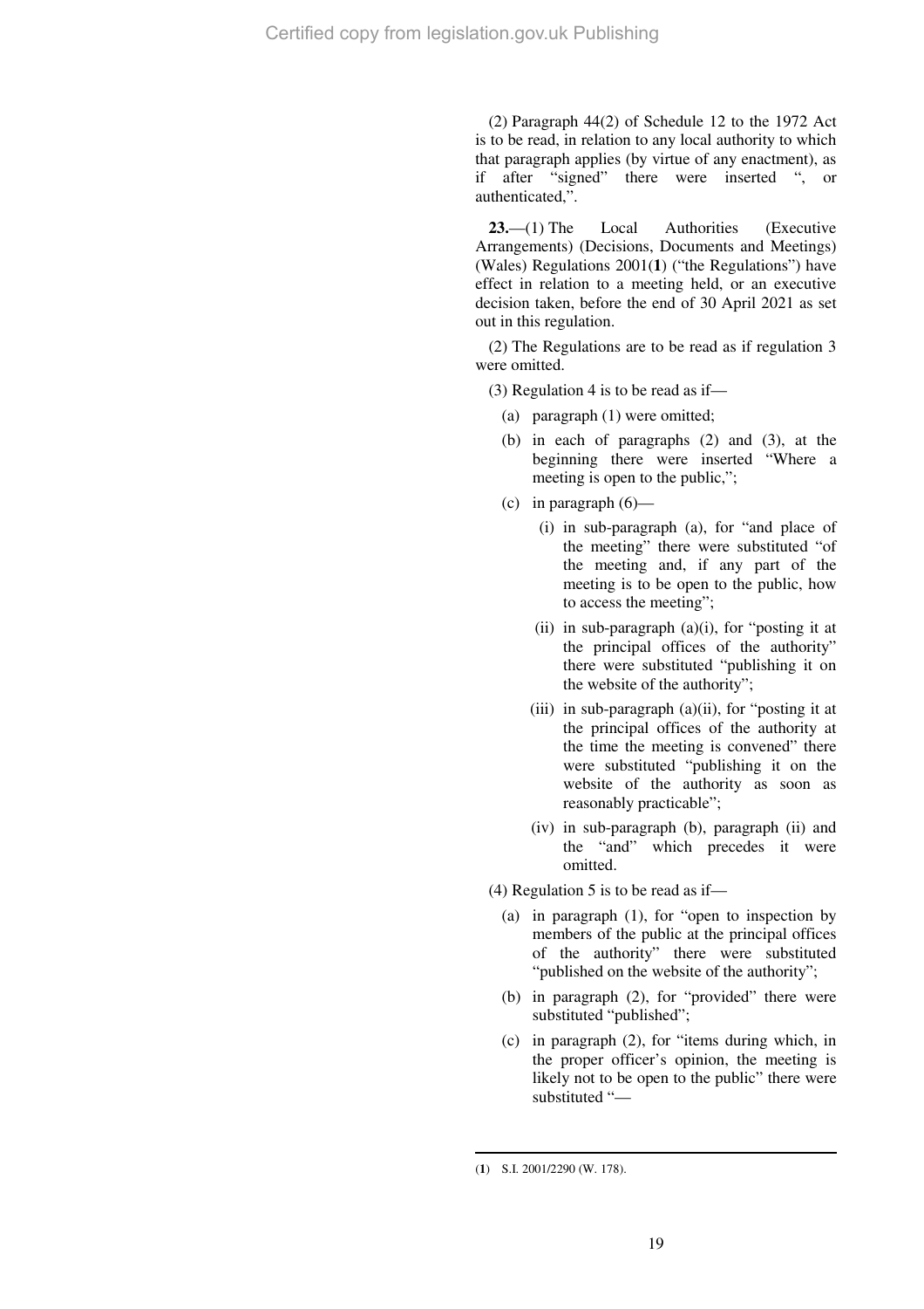(2) Paragraph 44(2) of Schedule 12 to the 1972 Act is to be read, in relation to any local authority to which that paragraph applies (by virtue of any enactment), as if after "signed" there were inserted ", or authenticated,".

**23.**—(1) The Local Authorities (Executive Arrangements) (Decisions, Documents and Meetings) (Wales) Regulations 2001(**1**) ("the Regulations") have effect in relation to a meeting held, or an executive decision taken, before the end of 30 April 2021 as set out in this regulation.

(2) The Regulations are to be read as if regulation 3 were omitted.

(3) Regulation 4 is to be read as if—

(a) paragraph (1) were omitted;

(b) in each of paragraphs (2) and (3), at the beginning there were inserted "Where a meeting is open to the public,";

(c) in paragraph (6)—

(i) in sub-paragraph (a), for "and place of the meeting" there were substituted "of the meeting and, if any part of the meeting is to be open to the public, how to access the meeting";

(ii) in sub-paragraph (a)(i), for "posting it at the principal offices of the authority" there were substituted "publishing it on the website of the authority";

(iii) in sub-paragraph (a)(ii), for "posting it at the principal offices of the authority at the time the meeting is convened" there were substituted "publishing it on the website of the authority as soon as reasonably practicable";

(iv) in sub-paragraph (b), paragraph (ii) and the "and" which precedes it were omitted.

(4) Regulation 5 is to be read as if—

(a) in paragraph (1), for "open to inspection by members of the public at the principal offices of the authority" there were substituted "published on the website of the authority";

(b) in paragraph (2), for "provided" there were substituted "published";

(c) in paragraph (2), for "items during which, in the proper officer's opinion, the meeting is likely not to be open to the public" there were substituted "—

---

(**1**) S.I. 2001/2290 (W. 178).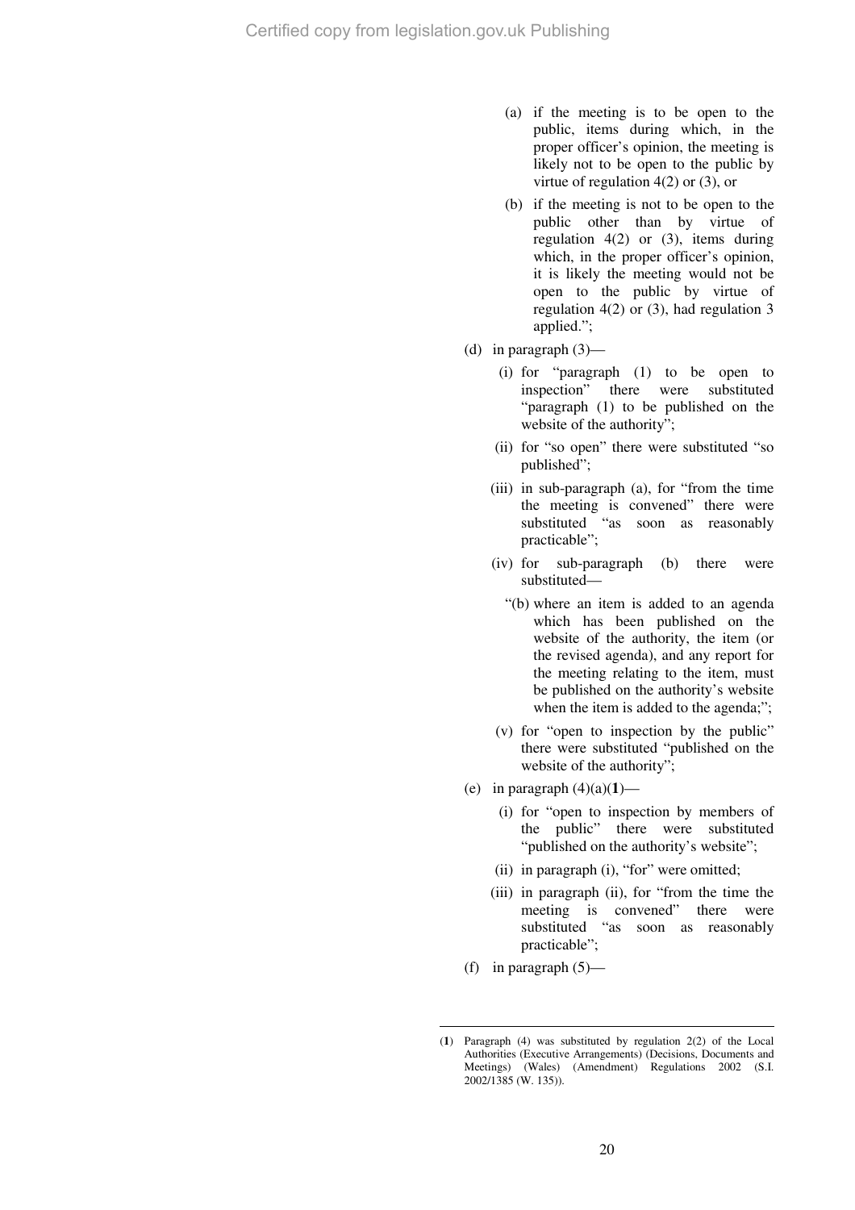(a) if the meeting is to be open to the public, items during which, in the proper officer's opinion, the meeting is likely not to be open to the public by virtue of regulation 4(2) or (3), or

(b) if the meeting is not to be open to the public other than by virtue of regulation 4(2) or (3), items during which, in the proper officer's opinion, it is likely the meeting would not be open to the public by virtue of regulation 4(2) or (3), had regulation 3 applied.";

(d) in paragraph (3)—

(i) for "paragraph (1) to be open to inspection" there were substituted "paragraph (1) to be published on the website of the authority";

(ii) for "so open" there were substituted "so published";

(iii) in sub-paragraph (a), for "from the time the meeting is convened" there were substituted "as soon as reasonably practicable";

(iv) for sub-paragraph (b) there were substituted—

"(b) where an item is added to an agenda which has been published on the website of the authority, the item (or the revised agenda), and any report for the meeting relating to the item, must be published on the authority's website when the item is added to the agenda;";

(v) for "open to inspection by the public" there were substituted "published on the website of the authority";

(e) in paragraph (4)(a)([1])—

(i) for "open to inspection by members of the public" there were substituted "published on the authority's website";

(ii) in paragraph (i), "for" were omitted;

(iii) in paragraph (ii), for "from the time the meeting is convened" there were substituted "as soon as reasonably practicable";

(f) in paragraph (5)—

---

([1]) Paragraph (4) was substituted by regulation 2(2) of the Local Authorities (Executive Arrangements) (Decisions, Documents and Meetings) (Wales) (Amendment) Regulations 2002 (S.I. 2002/1385 (W. 135)).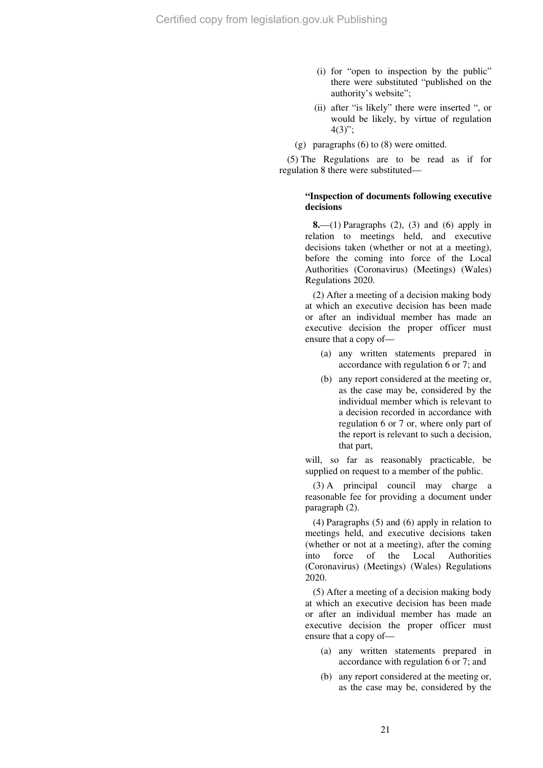(i) for "open to inspection by the public" there were substituted "published on the authority's website";

(ii) after "is likely" there were inserted ", or would be likely, by virtue of regulation 4(3)";

(g) paragraphs (6) to (8) were omitted.

(5) The Regulations are to be read as if for regulation 8 there were substituted—

**"Inspection of documents following executive decisions**

**8.**—(1) Paragraphs (2), (3) and (6) apply in relation to meetings held, and executive decisions taken (whether or not at a meeting), before the coming into force of the Local Authorities (Coronavirus) (Meetings) (Wales) Regulations 2020.

(2) After a meeting of a decision making body at which an executive decision has been made or after an individual member has made an executive decision the proper officer must ensure that a copy of—

(a) any written statements prepared in accordance with regulation 6 or 7; and

(b) any report considered at the meeting or, as the case may be, considered by the individual member which is relevant to a decision recorded in accordance with regulation 6 or 7 or, where only part of the report is relevant to such a decision, that part,

will, so far as reasonably practicable, be supplied on request to a member of the public.

(3) A principal council may charge a reasonable fee for providing a document under paragraph (2).

(4) Paragraphs (5) and (6) apply in relation to meetings held, and executive decisions taken (whether or not at a meeting), after the coming into force of the Local Authorities (Coronavirus) (Meetings) (Wales) Regulations 2020.

(5) After a meeting of a decision making body at which an executive decision has been made or after an individual member has made an executive decision the proper officer must ensure that a copy of—

(a) any written statements prepared in accordance with regulation 6 or 7; and

(b) any report considered at the meeting or, as the case may be, considered by the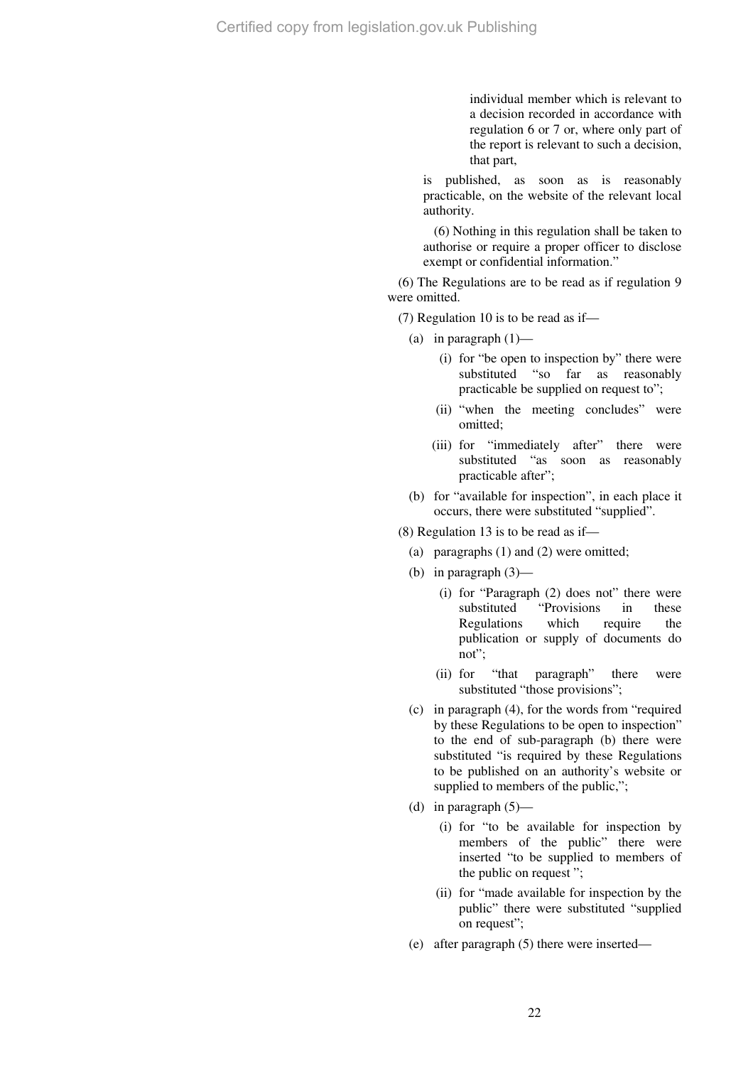individual member which is relevant to a decision recorded in accordance with regulation 6 or 7 or, where only part of the report is relevant to such a decision, that part,

is published, as soon as is reasonably practicable, on the website of the relevant local authority.

(6) Nothing in this regulation shall be taken to authorise or require a proper officer to disclose exempt or confidential information."

(6) The Regulations are to be read as if regulation 9 were omitted.

(7) Regulation 10 is to be read as if—

(a) in paragraph (1)—

(i) for "be open to inspection by" there were substituted "so far as reasonably practicable be supplied on request to";

(ii) "when the meeting concludes" were omitted;

(iii) for "immediately after" there were substituted "as soon as reasonably practicable after";

(b) for "available for inspection", in each place it occurs, there were substituted "supplied".

(8) Regulation 13 is to be read as if—

(a) paragraphs (1) and (2) were omitted;

(b) in paragraph (3)—

(i) for "Paragraph (2) does not" there were substituted "Provisions in these Regulations which require the publication or supply of documents do not";

(ii) for "that paragraph" there were substituted "those provisions";

(c) in paragraph (4), for the words from "required by these Regulations to be open to inspection" to the end of sub-paragraph (b) there were substituted "is required by these Regulations to be published on an authority's website or supplied to members of the public,";

(d) in paragraph (5)—

(i) for "to be available for inspection by members of the public" there were inserted "to be supplied to members of the public on request ";

(ii) for "made available for inspection by the public" there were substituted "supplied on request";

(e) after paragraph (5) there were inserted—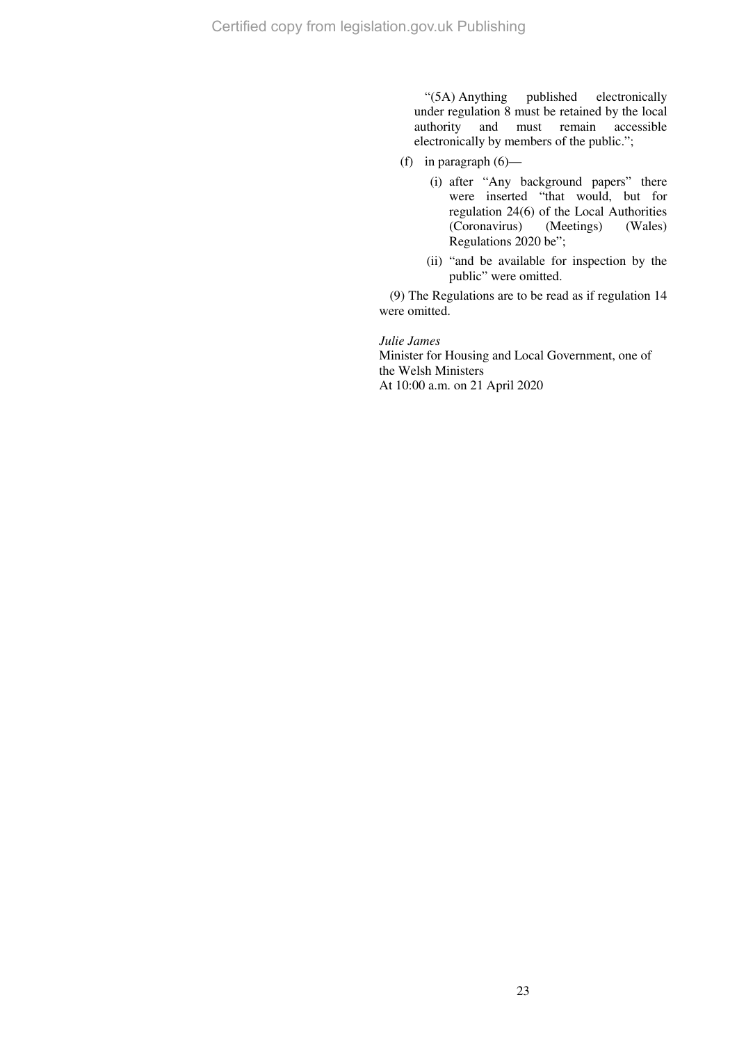"(5A) Anything published electronically under regulation 8 must be retained by the local authority and must remain accessible electronically by members of the public.";

(f) in paragraph (6)—

(i) after "Any background papers" there were inserted "that would, but for regulation 24(6) of the Local Authorities (Coronavirus) (Meetings) (Wales) Regulations 2020 be";

(ii) "and be available for inspection by the public" were omitted.

(9) The Regulations are to be read as if regulation 14 were omitted.

*Julie James*
Minister for Housing and Local Government, one of the Welsh Ministers
At 10:00 a.m. on 21 April 2020